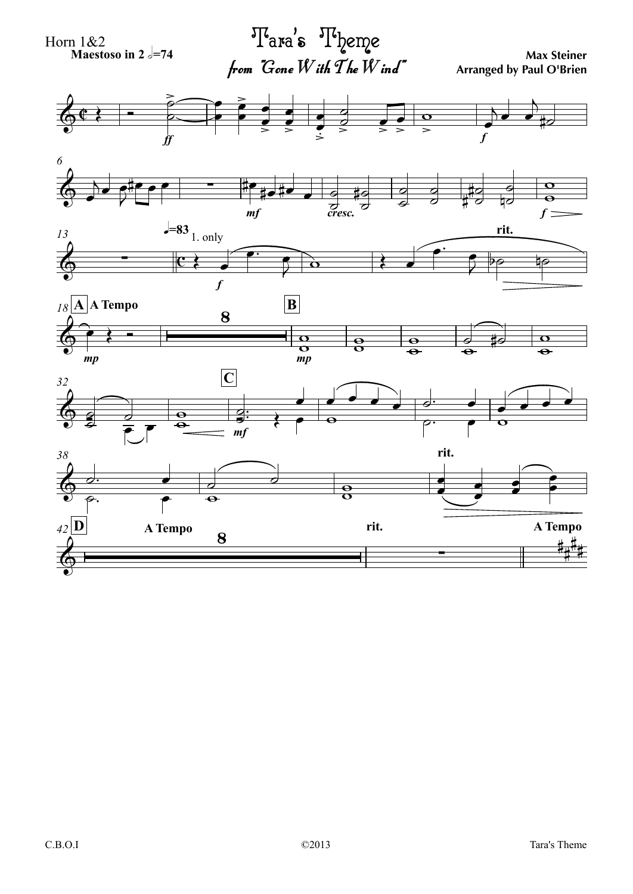Horn 1&2

# Tara's Theme

## *from "Gone With The Wind"*

**Max Steiner**
**Arranged by Paul O'Brien**

**Maestoso in 2 𝅗𝅥=74**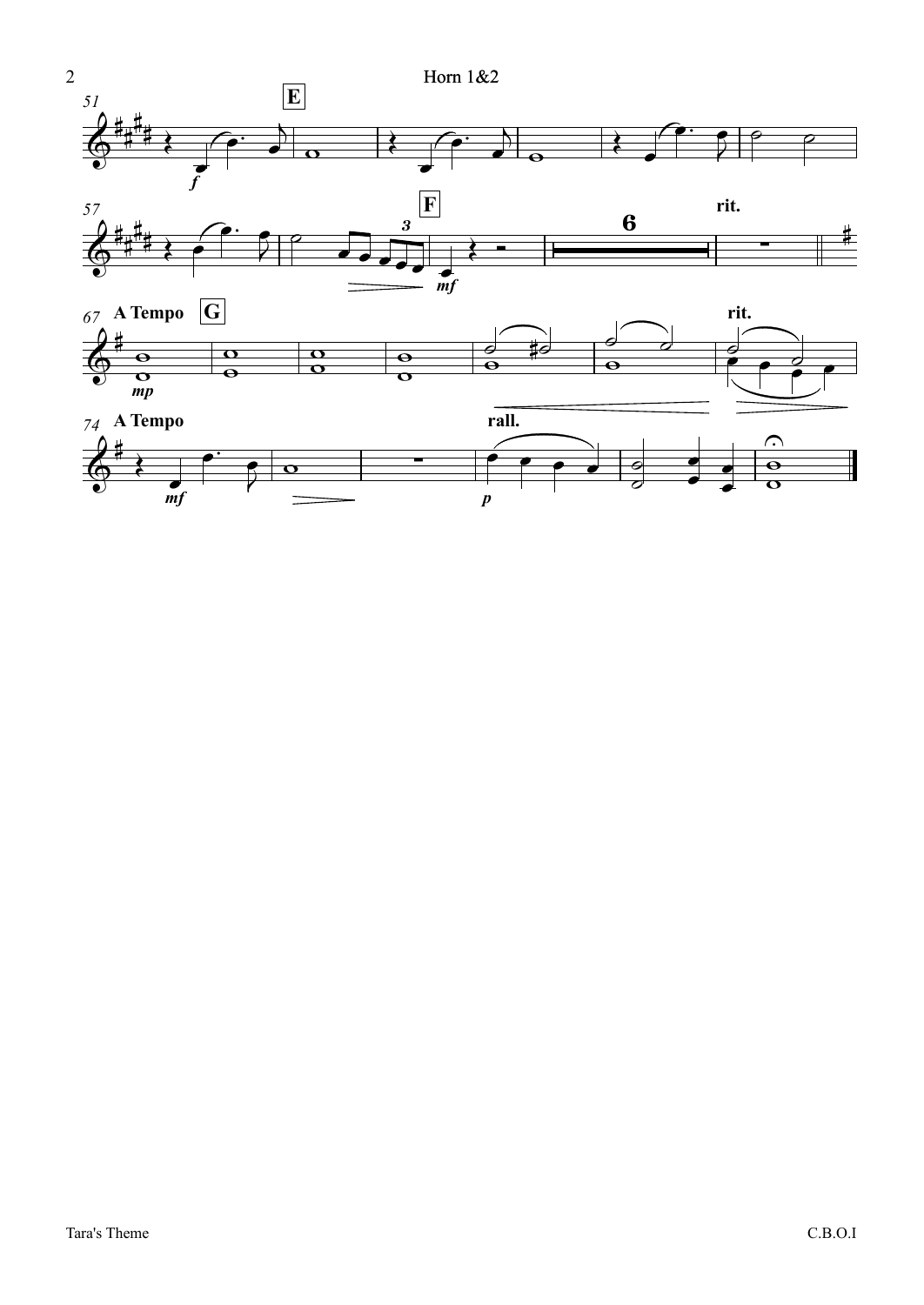51

**E**

*f*

57

**F**

3

*mf*

6

rit.

67 **A Tempo** **G**

*mp*

rit.

74 **A Tempo**

*mf*

rall.

*p*